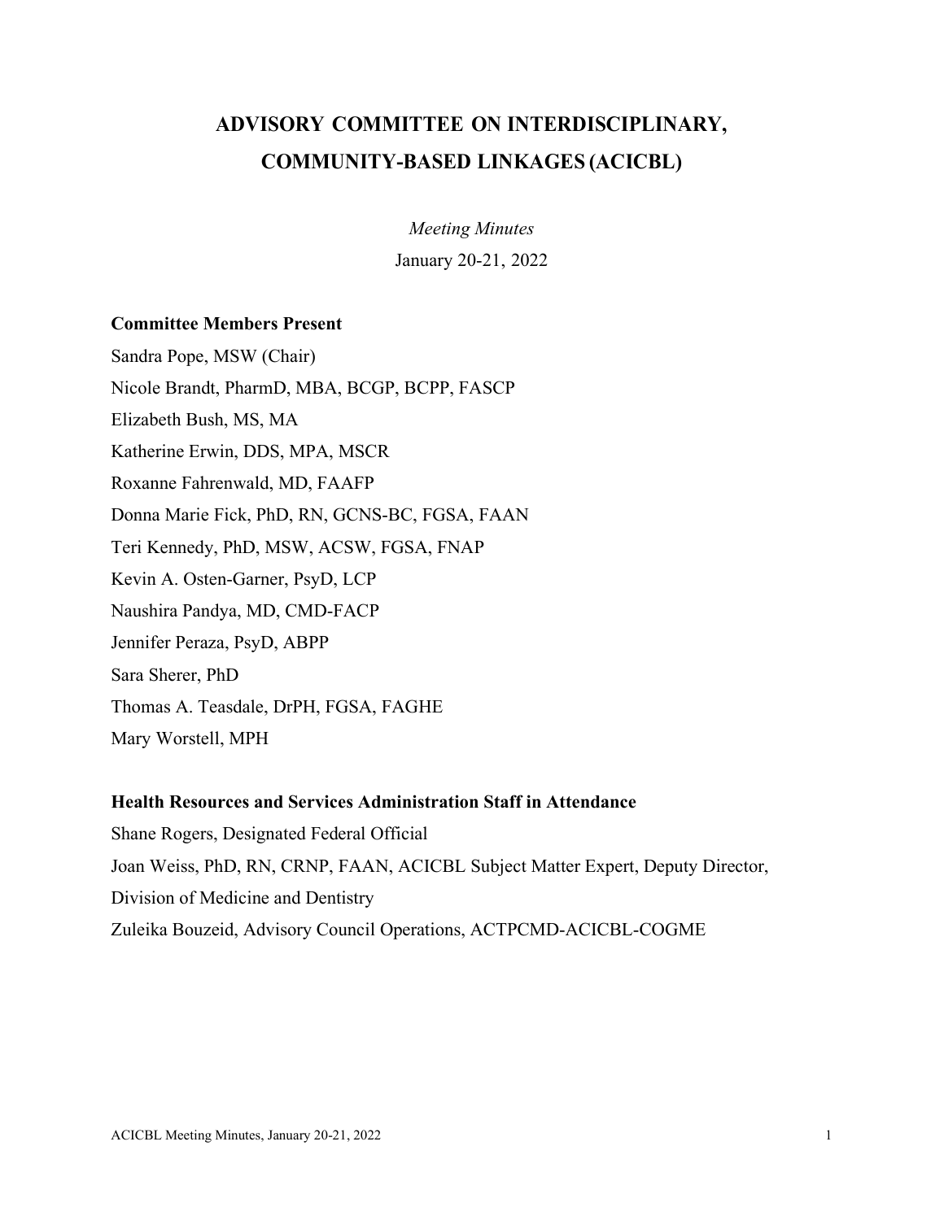# ADVISORY COMMITTEE ON INTERDISCIPLINARY, COMMUNITY-BASED LINKAGES (ACICBL)

*Meeting Minutes*

January 20-21, 2022

**Committee Members Present**

Sandra Pope, MSW (Chair)
Nicole Brandt, PharmD, MBA, BCGP, BCPP, FASCP
Elizabeth Bush, MS, MA
Katherine Erwin, DDS, MPA, MSCR
Roxanne Fahrenwald, MD, FAAFP
Donna Marie Fick, PhD, RN, GCNS-BC, FGSA, FAAN
Teri Kennedy, PhD, MSW, ACSW, FGSA, FNAP
Kevin A. Osten-Garner, PsyD, LCP
Naushira Pandya, MD, CMD-FACP
Jennifer Peraza, PsyD, ABPP
Sara Sherer, PhD
Thomas A. Teasdale, DrPH, FGSA, FAGHE
Mary Worstell, MPH

**Health Resources and Services Administration Staff in Attendance**

Shane Rogers, Designated Federal Official
Joan Weiss, PhD, RN, CRNP, FAAN, ACICBL Subject Matter Expert, Deputy Director, Division of Medicine and Dentistry
Zuleika Bouzeid, Advisory Council Operations, ACTPCMD-ACICBL-COGME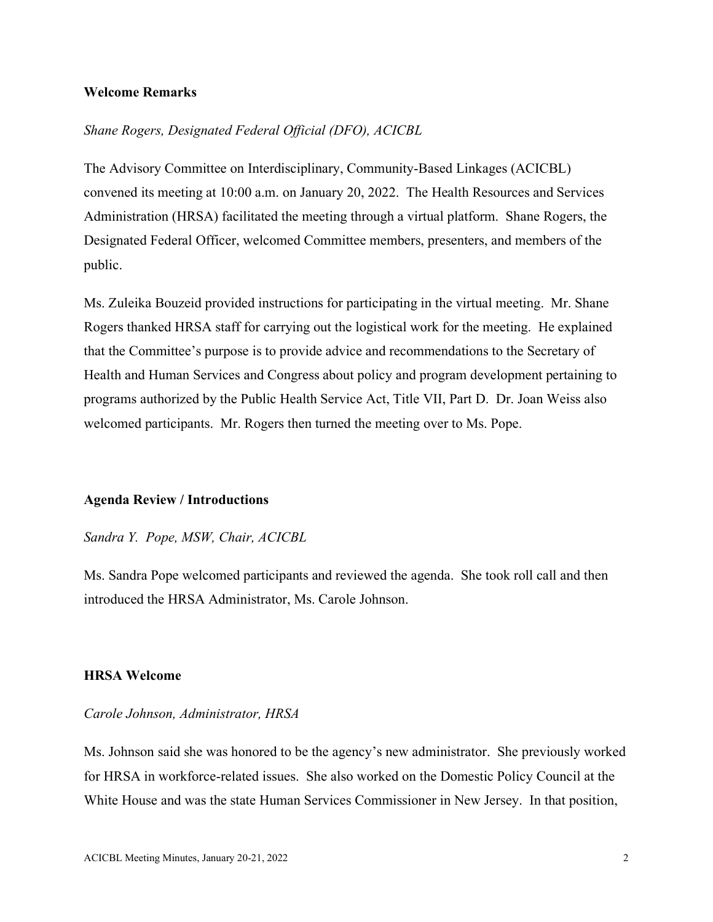**Welcome Remarks**

*Shane Rogers, Designated Federal Official (DFO), ACICBL*

The Advisory Committee on Interdisciplinary, Community-Based Linkages (ACICBL) convened its meeting at 10:00 a.m. on January 20, 2022. The Health Resources and Services Administration (HRSA) facilitated the meeting through a virtual platform. Shane Rogers, the Designated Federal Officer, welcomed Committee members, presenters, and members of the public.

Ms. Zuleika Bouzeid provided instructions for participating in the virtual meeting. Mr. Shane Rogers thanked HRSA staff for carrying out the logistical work for the meeting. He explained that the Committee's purpose is to provide advice and recommendations to the Secretary of Health and Human Services and Congress about policy and program development pertaining to programs authorized by the Public Health Service Act, Title VII, Part D. Dr. Joan Weiss also welcomed participants. Mr. Rogers then turned the meeting over to Ms. Pope.

**Agenda Review / Introductions**

*Sandra Y. Pope, MSW, Chair, ACICBL*

Ms. Sandra Pope welcomed participants and reviewed the agenda. She took roll call and then introduced the HRSA Administrator, Ms. Carole Johnson.

**HRSA Welcome**

*Carole Johnson, Administrator, HRSA*

Ms. Johnson said she was honored to be the agency's new administrator. She previously worked for HRSA in workforce-related issues. She also worked on the Domestic Policy Council at the White House and was the state Human Services Commissioner in New Jersey. In that position,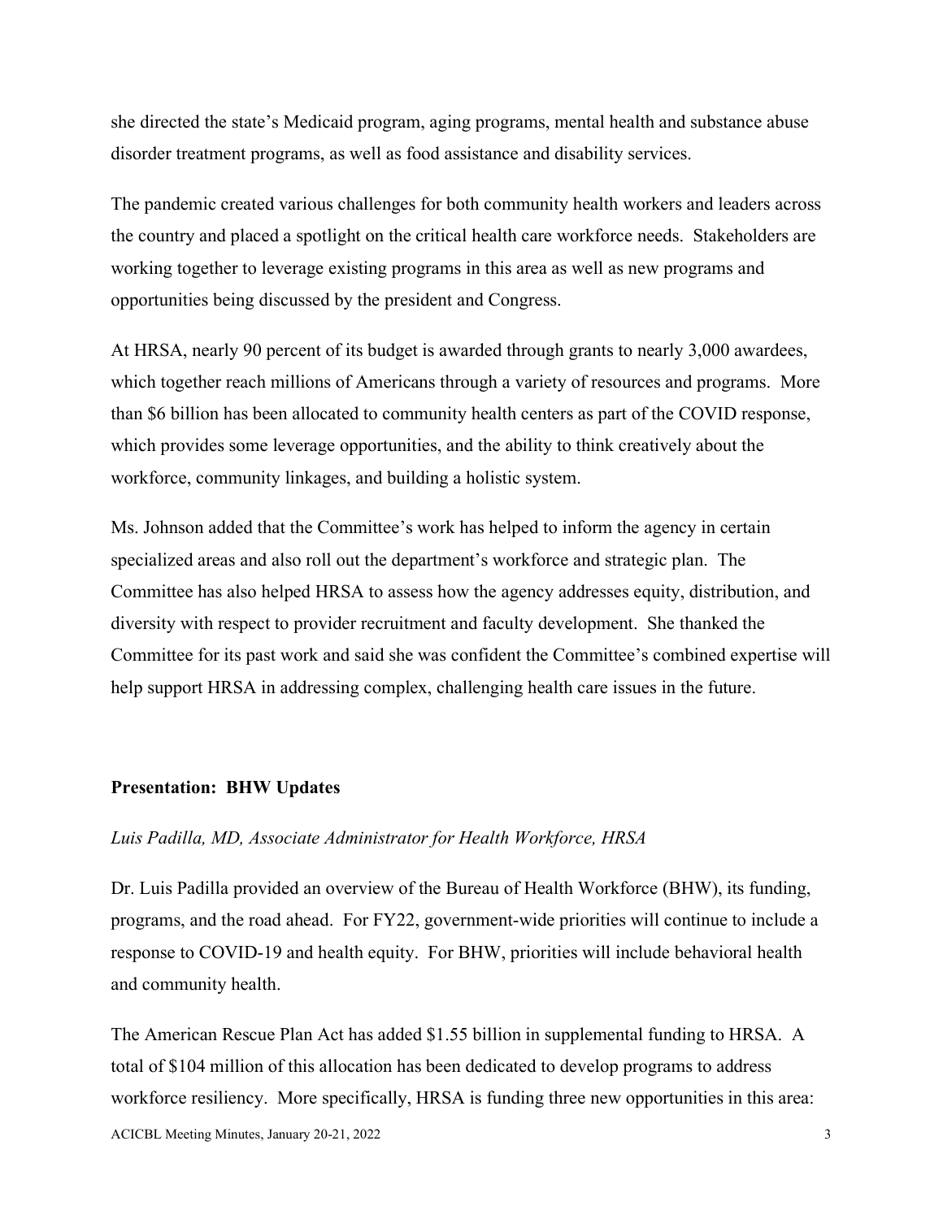she directed the state's Medicaid program, aging programs, mental health and substance abuse disorder treatment programs, as well as food assistance and disability services.

The pandemic created various challenges for both community health workers and leaders across the country and placed a spotlight on the critical health care workforce needs. Stakeholders are working together to leverage existing programs in this area as well as new programs and opportunities being discussed by the president and Congress.

At HRSA, nearly 90 percent of its budget is awarded through grants to nearly 3,000 awardees, which together reach millions of Americans through a variety of resources and programs. More than $6 billion has been allocated to community health centers as part of the COVID response, which provides some leverage opportunities, and the ability to think creatively about the workforce, community linkages, and building a holistic system.

Ms. Johnson added that the Committee's work has helped to inform the agency in certain specialized areas and also roll out the department's workforce and strategic plan. The Committee has also helped HRSA to assess how the agency addresses equity, distribution, and diversity with respect to provider recruitment and faculty development. She thanked the Committee for its past work and said she was confident the Committee's combined expertise will help support HRSA in addressing complex, challenging health care issues in the future.

**Presentation: BHW Updates**

*Luis Padilla, MD, Associate Administrator for Health Workforce, HRSA*

Dr. Luis Padilla provided an overview of the Bureau of Health Workforce (BHW), its funding, programs, and the road ahead. For FY22, government-wide priorities will continue to include a response to COVID-19 and health equity. For BHW, priorities will include behavioral health and community health.

The American Rescue Plan Act has added $1.55 billion in supplemental funding to HRSA. A total of $104 million of this allocation has been dedicated to develop programs to address workforce resiliency. More specifically, HRSA is funding three new opportunities in this area: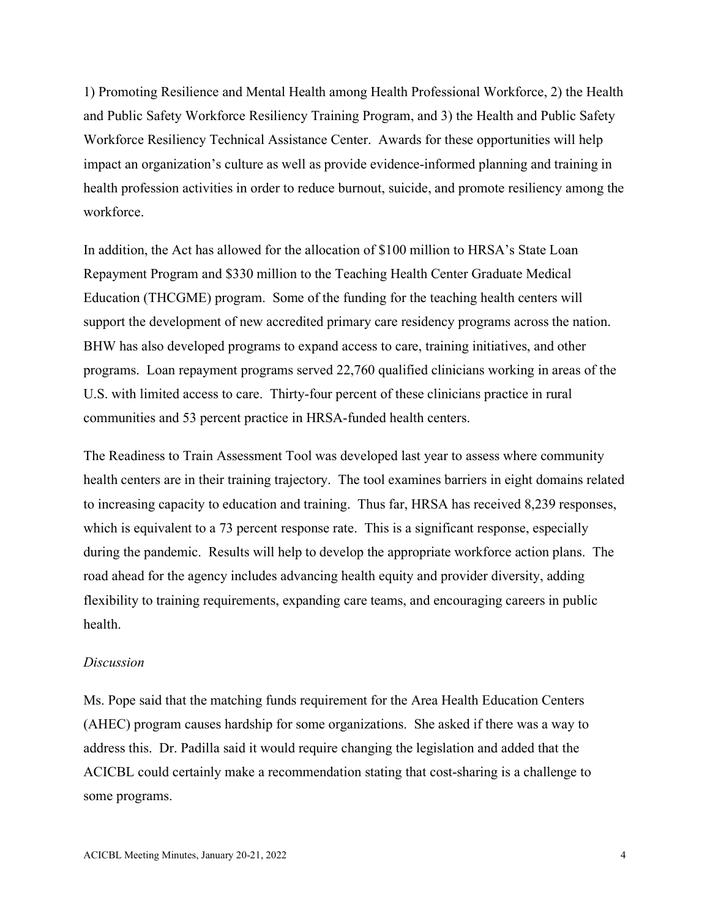1) Promoting Resilience and Mental Health among Health Professional Workforce, 2) the Health and Public Safety Workforce Resiliency Training Program, and 3) the Health and Public Safety Workforce Resiliency Technical Assistance Center. Awards for these opportunities will help impact an organization's culture as well as provide evidence-informed planning and training in health profession activities in order to reduce burnout, suicide, and promote resiliency among the workforce.

In addition, the Act has allowed for the allocation of $100 million to HRSA's State Loan Repayment Program and $330 million to the Teaching Health Center Graduate Medical Education (THCGME) program. Some of the funding for the teaching health centers will support the development of new accredited primary care residency programs across the nation. BHW has also developed programs to expand access to care, training initiatives, and other programs. Loan repayment programs served 22,760 qualified clinicians working in areas of the U.S. with limited access to care. Thirty-four percent of these clinicians practice in rural communities and 53 percent practice in HRSA-funded health centers.

The Readiness to Train Assessment Tool was developed last year to assess where community health centers are in their training trajectory. The tool examines barriers in eight domains related to increasing capacity to education and training. Thus far, HRSA has received 8,239 responses, which is equivalent to a 73 percent response rate. This is a significant response, especially during the pandemic. Results will help to develop the appropriate workforce action plans. The road ahead for the agency includes advancing health equity and provider diversity, adding flexibility to training requirements, expanding care teams, and encouraging careers in public health.

*Discussion*

Ms. Pope said that the matching funds requirement for the Area Health Education Centers (AHEC) program causes hardship for some organizations. She asked if there was a way to address this. Dr. Padilla said it would require changing the legislation and added that the ACICBL could certainly make a recommendation stating that cost-sharing is a challenge to some programs.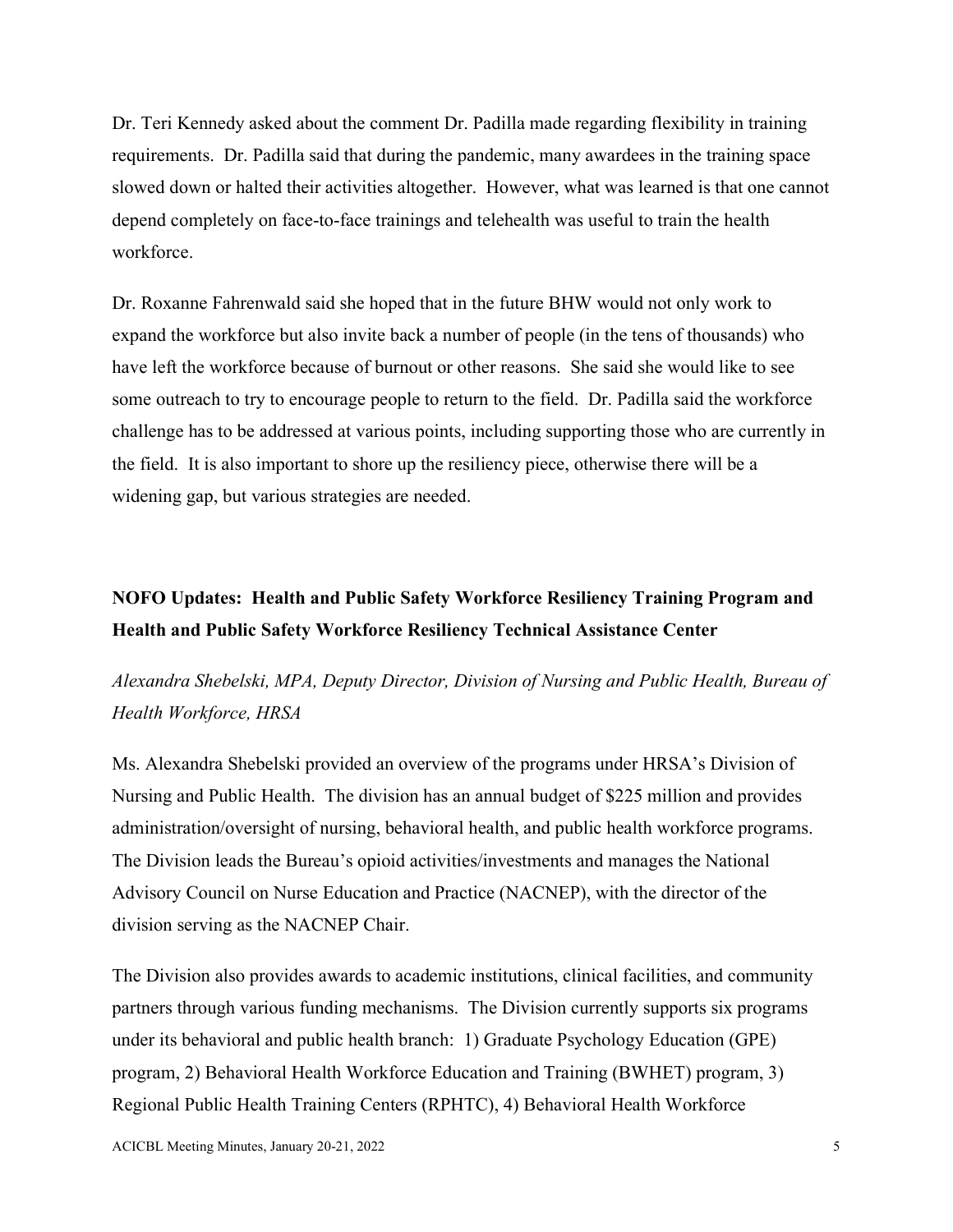Dr. Teri Kennedy asked about the comment Dr. Padilla made regarding flexibility in training requirements. Dr. Padilla said that during the pandemic, many awardees in the training space slowed down or halted their activities altogether. However, what was learned is that one cannot depend completely on face-to-face trainings and telehealth was useful to train the health workforce.

Dr. Roxanne Fahrenwald said she hoped that in the future BHW would not only work to expand the workforce but also invite back a number of people (in the tens of thousands) who have left the workforce because of burnout or other reasons. She said she would like to see some outreach to try to encourage people to return to the field. Dr. Padilla said the workforce challenge has to be addressed at various points, including supporting those who are currently in the field. It is also important to shore up the resiliency piece, otherwise there will be a widening gap, but various strategies are needed.

## NOFO Updates: Health and Public Safety Workforce Resiliency Training Program and Health and Public Safety Workforce Resiliency Technical Assistance Center

*Alexandra Shebelski, MPA, Deputy Director, Division of Nursing and Public Health, Bureau of Health Workforce, HRSA*

Ms. Alexandra Shebelski provided an overview of the programs under HRSA's Division of Nursing and Public Health. The division has an annual budget of $225 million and provides administration/oversight of nursing, behavioral health, and public health workforce programs. The Division leads the Bureau's opioid activities/investments and manages the National Advisory Council on Nurse Education and Practice (NACNEP), with the director of the division serving as the NACNEP Chair.

The Division also provides awards to academic institutions, clinical facilities, and community partners through various funding mechanisms. The Division currently supports six programs under its behavioral and public health branch: 1) Graduate Psychology Education (GPE) program, 2) Behavioral Health Workforce Education and Training (BWHET) program, 3) Regional Public Health Training Centers (RPHTC), 4) Behavioral Health Workforce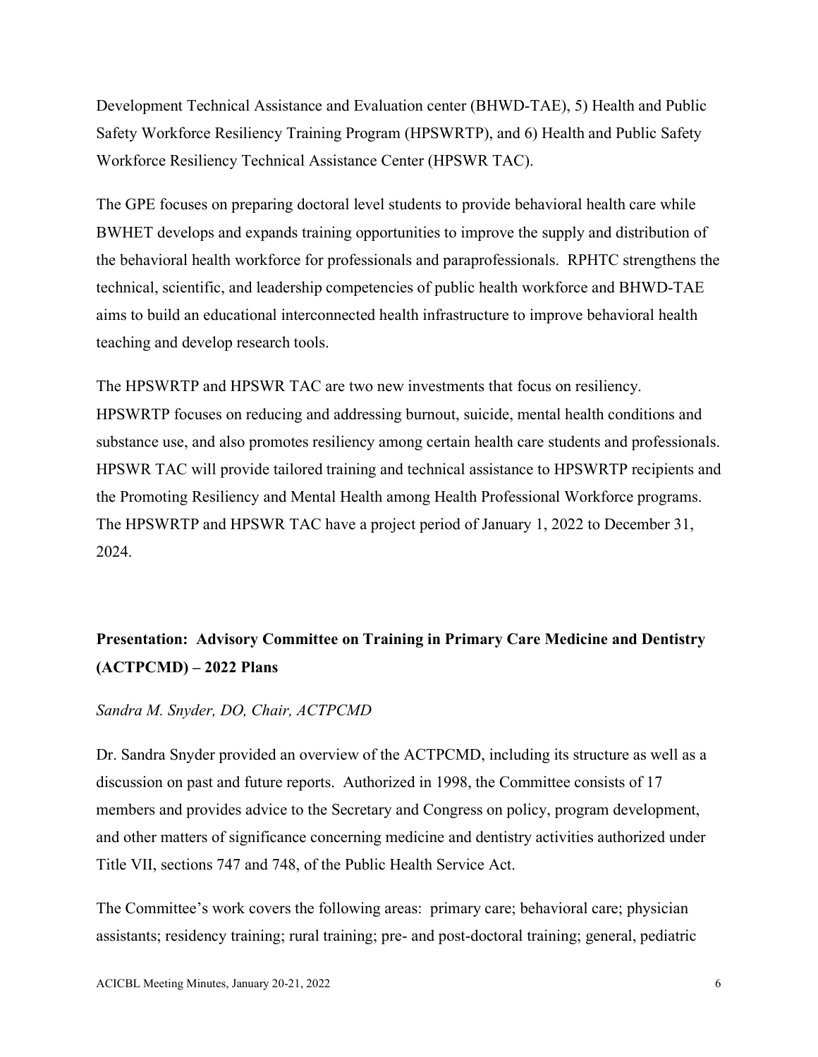Development Technical Assistance and Evaluation center (BHWD-TAE), 5) Health and Public Safety Workforce Resiliency Training Program (HPSWRTP), and 6) Health and Public Safety Workforce Resiliency Technical Assistance Center (HPSWR TAC).

The GPE focuses on preparing doctoral level students to provide behavioral health care while BWHET develops and expands training opportunities to improve the supply and distribution of the behavioral health workforce for professionals and paraprofessionals. RPHTC strengthens the technical, scientific, and leadership competencies of public health workforce and BHWD-TAE aims to build an educational interconnected health infrastructure to improve behavioral health teaching and develop research tools.

The HPSWRTP and HPSWR TAC are two new investments that focus on resiliency. HPSWRTP focuses on reducing and addressing burnout, suicide, mental health conditions and substance use, and also promotes resiliency among certain health care students and professionals. HPSWR TAC will provide tailored training and technical assistance to HPSWRTP recipients and the Promoting Resiliency and Mental Health among Health Professional Workforce programs. The HPSWRTP and HPSWR TAC have a project period of January 1, 2022 to December 31, 2024.

## Presentation: Advisory Committee on Training in Primary Care Medicine and Dentistry (ACTPCMD) – 2022 Plans

*Sandra M. Snyder, DO, Chair, ACTPCMD*

Dr. Sandra Snyder provided an overview of the ACTPCMD, including its structure as well as a discussion on past and future reports. Authorized in 1998, the Committee consists of 17 members and provides advice to the Secretary and Congress on policy, program development, and other matters of significance concerning medicine and dentistry activities authorized under Title VII, sections 747 and 748, of the Public Health Service Act.

The Committee's work covers the following areas: primary care; behavioral care; physician assistants; residency training; rural training; pre- and post-doctoral training; general, pediatric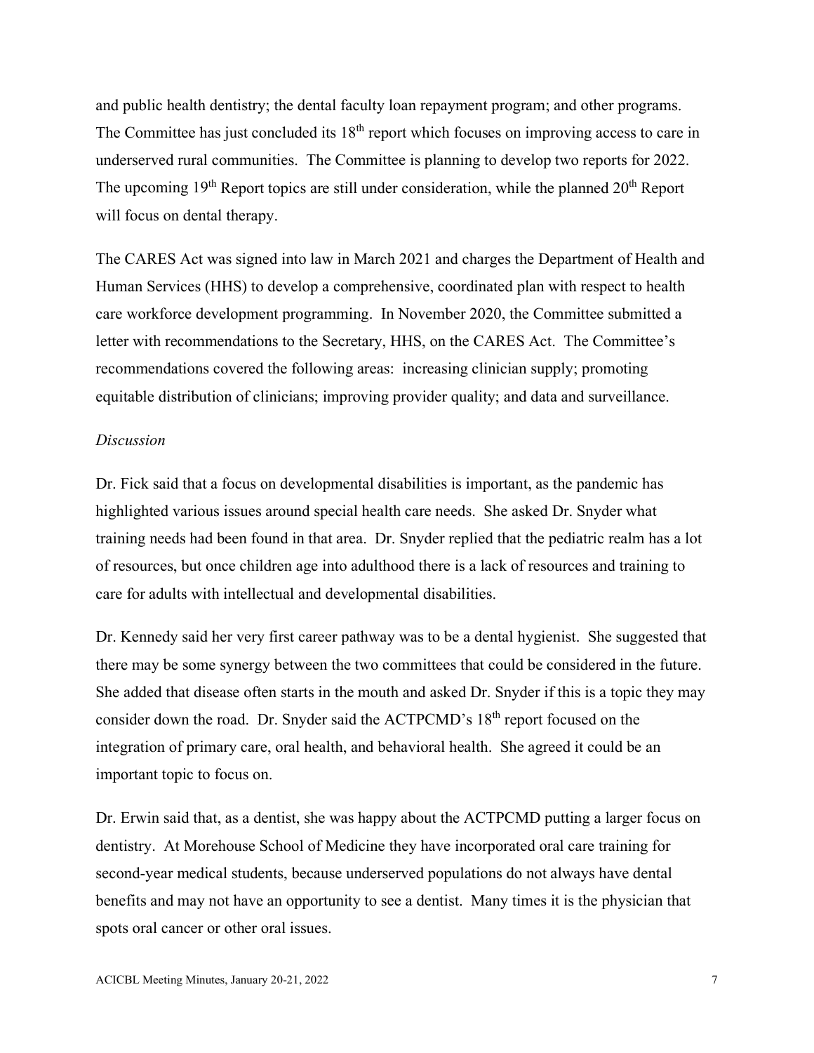and public health dentistry; the dental faculty loan repayment program; and other programs. The Committee has just concluded its 18th report which focuses on improving access to care in underserved rural communities. The Committee is planning to develop two reports for 2022. The upcoming 19th Report topics are still under consideration, while the planned 20th Report will focus on dental therapy.

The CARES Act was signed into law in March 2021 and charges the Department of Health and Human Services (HHS) to develop a comprehensive, coordinated plan with respect to health care workforce development programming. In November 2020, the Committee submitted a letter with recommendations to the Secretary, HHS, on the CARES Act. The Committee's recommendations covered the following areas: increasing clinician supply; promoting equitable distribution of clinicians; improving provider quality; and data and surveillance.

*Discussion*

Dr. Fick said that a focus on developmental disabilities is important, as the pandemic has highlighted various issues around special health care needs. She asked Dr. Snyder what training needs had been found in that area. Dr. Snyder replied that the pediatric realm has a lot of resources, but once children age into adulthood there is a lack of resources and training to care for adults with intellectual and developmental disabilities.

Dr. Kennedy said her very first career pathway was to be a dental hygienist. She suggested that there may be some synergy between the two committees that could be considered in the future. She added that disease often starts in the mouth and asked Dr. Snyder if this is a topic they may consider down the road. Dr. Snyder said the ACTPCMD's 18th report focused on the integration of primary care, oral health, and behavioral health. She agreed it could be an important topic to focus on.

Dr. Erwin said that, as a dentist, she was happy about the ACTPCMD putting a larger focus on dentistry. At Morehouse School of Medicine they have incorporated oral care training for second-year medical students, because underserved populations do not always have dental benefits and may not have an opportunity to see a dentist. Many times it is the physician that spots oral cancer or other oral issues.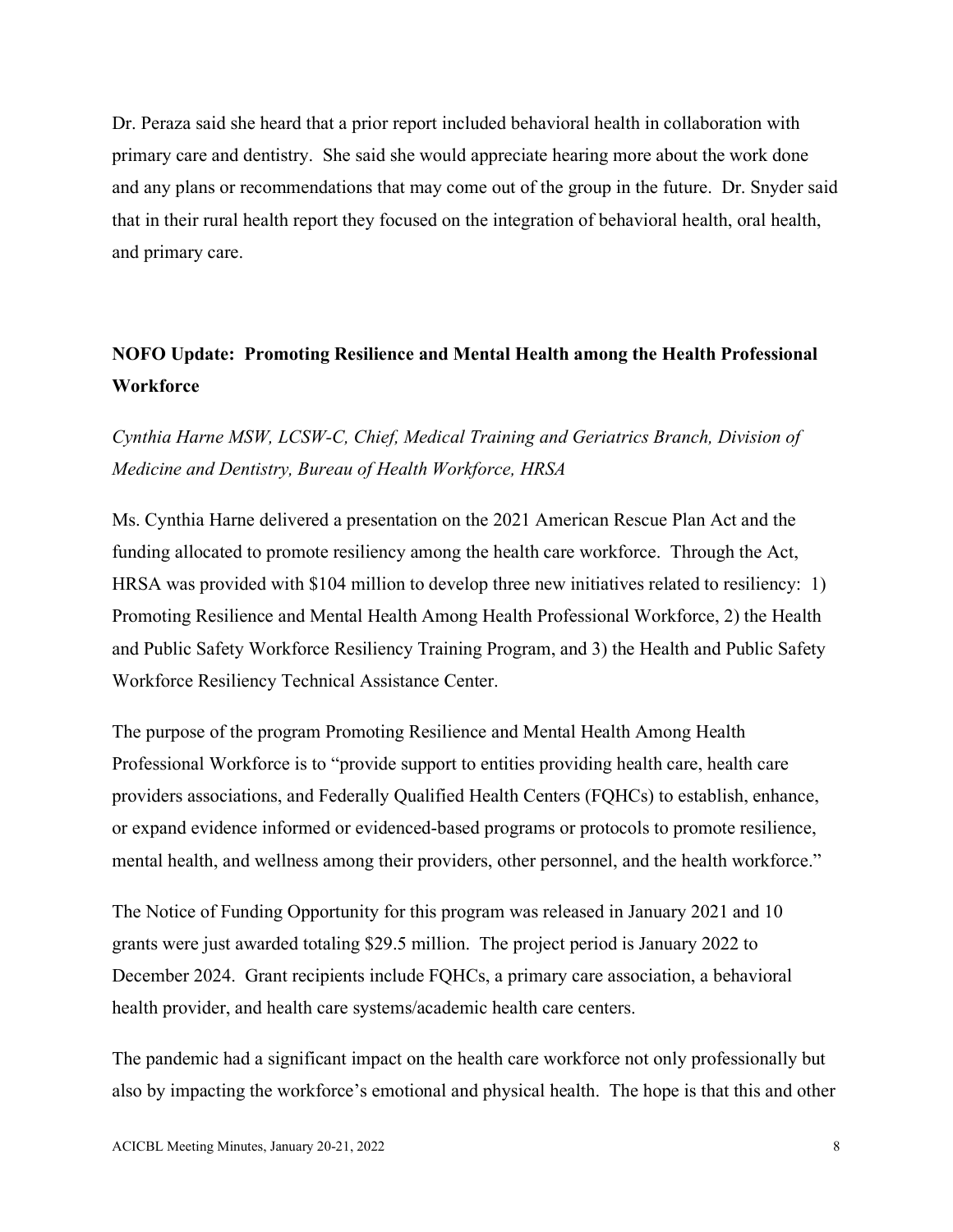Dr. Peraza said she heard that a prior report included behavioral health in collaboration with primary care and dentistry. She said she would appreciate hearing more about the work done and any plans or recommendations that may come out of the group in the future. Dr. Snyder said that in their rural health report they focused on the integration of behavioral health, oral health, and primary care.

## NOFO Update: Promoting Resilience and Mental Health among the Health Professional Workforce

*Cynthia Harne MSW, LCSW-C, Chief, Medical Training and Geriatrics Branch, Division of Medicine and Dentistry, Bureau of Health Workforce, HRSA*

Ms. Cynthia Harne delivered a presentation on the 2021 American Rescue Plan Act and the funding allocated to promote resiliency among the health care workforce. Through the Act, HRSA was provided with $104 million to develop three new initiatives related to resiliency: 1) Promoting Resilience and Mental Health Among Health Professional Workforce, 2) the Health and Public Safety Workforce Resiliency Training Program, and 3) the Health and Public Safety Workforce Resiliency Technical Assistance Center.

The purpose of the program Promoting Resilience and Mental Health Among Health Professional Workforce is to "provide support to entities providing health care, health care providers associations, and Federally Qualified Health Centers (FQHCs) to establish, enhance, or expand evidence informed or evidenced-based programs or protocols to promote resilience, mental health, and wellness among their providers, other personnel, and the health workforce."

The Notice of Funding Opportunity for this program was released in January 2021 and 10 grants were just awarded totaling $29.5 million. The project period is January 2022 to December 2024. Grant recipients include FQHCs, a primary care association, a behavioral health provider, and health care systems/academic health care centers.

The pandemic had a significant impact on the health care workforce not only professionally but also by impacting the workforce's emotional and physical health. The hope is that this and other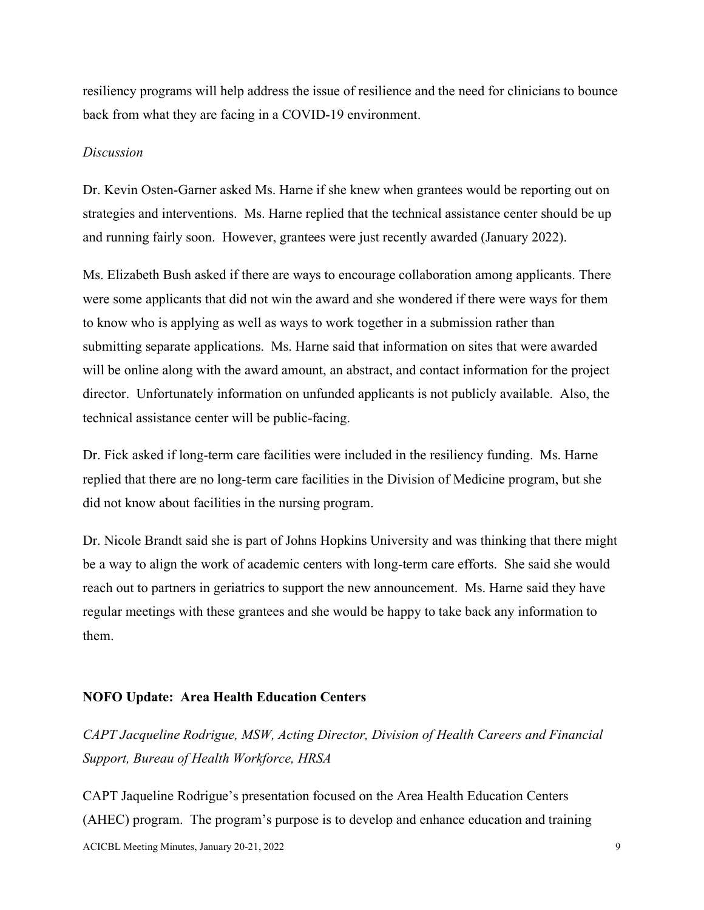resiliency programs will help address the issue of resilience and the need for clinicians to bounce back from what they are facing in a COVID-19 environment.

*Discussion*

Dr. Kevin Osten-Garner asked Ms. Harne if she knew when grantees would be reporting out on strategies and interventions. Ms. Harne replied that the technical assistance center should be up and running fairly soon. However, grantees were just recently awarded (January 2022).

Ms. Elizabeth Bush asked if there are ways to encourage collaboration among applicants. There were some applicants that did not win the award and she wondered if there were ways for them to know who is applying as well as ways to work together in a submission rather than submitting separate applications. Ms. Harne said that information on sites that were awarded will be online along with the award amount, an abstract, and contact information for the project director. Unfortunately information on unfunded applicants is not publicly available. Also, the technical assistance center will be public-facing.

Dr. Fick asked if long-term care facilities were included in the resiliency funding. Ms. Harne replied that there are no long-term care facilities in the Division of Medicine program, but she did not know about facilities in the nursing program.

Dr. Nicole Brandt said she is part of Johns Hopkins University and was thinking that there might be a way to align the work of academic centers with long-term care efforts. She said she would reach out to partners in geriatrics to support the new announcement. Ms. Harne said they have regular meetings with these grantees and she would be happy to take back any information to them.

## NOFO Update: Area Health Education Centers

*CAPT Jacqueline Rodrigue, MSW, Acting Director, Division of Health Careers and Financial Support, Bureau of Health Workforce, HRSA*

CAPT Jaqueline Rodrigue's presentation focused on the Area Health Education Centers (AHEC) program. The program's purpose is to develop and enhance education and training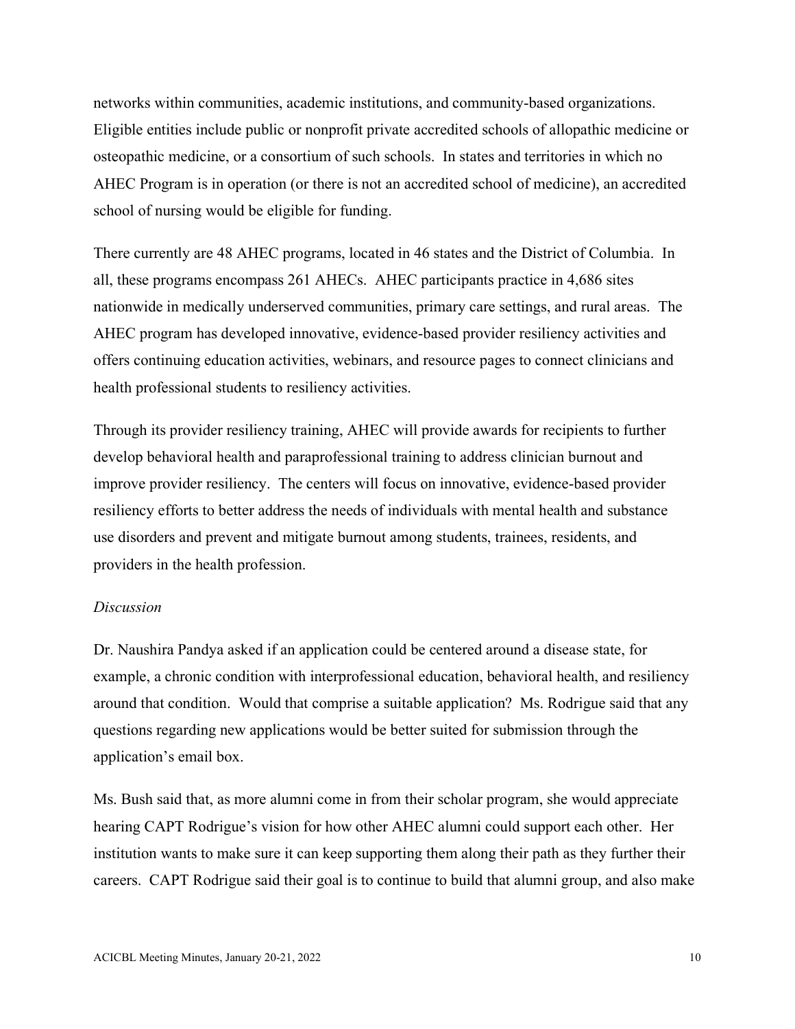networks within communities, academic institutions, and community-based organizations. Eligible entities include public or nonprofit private accredited schools of allopathic medicine or osteopathic medicine, or a consortium of such schools. In states and territories in which no AHEC Program is in operation (or there is not an accredited school of medicine), an accredited school of nursing would be eligible for funding.

There currently are 48 AHEC programs, located in 46 states and the District of Columbia. In all, these programs encompass 261 AHECs. AHEC participants practice in 4,686 sites nationwide in medically underserved communities, primary care settings, and rural areas. The AHEC program has developed innovative, evidence-based provider resiliency activities and offers continuing education activities, webinars, and resource pages to connect clinicians and health professional students to resiliency activities.

Through its provider resiliency training, AHEC will provide awards for recipients to further develop behavioral health and paraprofessional training to address clinician burnout and improve provider resiliency. The centers will focus on innovative, evidence-based provider resiliency efforts to better address the needs of individuals with mental health and substance use disorders and prevent and mitigate burnout among students, trainees, residents, and providers in the health profession.

*Discussion*

Dr. Naushira Pandya asked if an application could be centered around a disease state, for example, a chronic condition with interprofessional education, behavioral health, and resiliency around that condition. Would that comprise a suitable application? Ms. Rodrigue said that any questions regarding new applications would be better suited for submission through the application's email box.

Ms. Bush said that, as more alumni come in from their scholar program, she would appreciate hearing CAPT Rodrigue's vision for how other AHEC alumni could support each other. Her institution wants to make sure it can keep supporting them along their path as they further their careers. CAPT Rodrigue said their goal is to continue to build that alumni group, and also make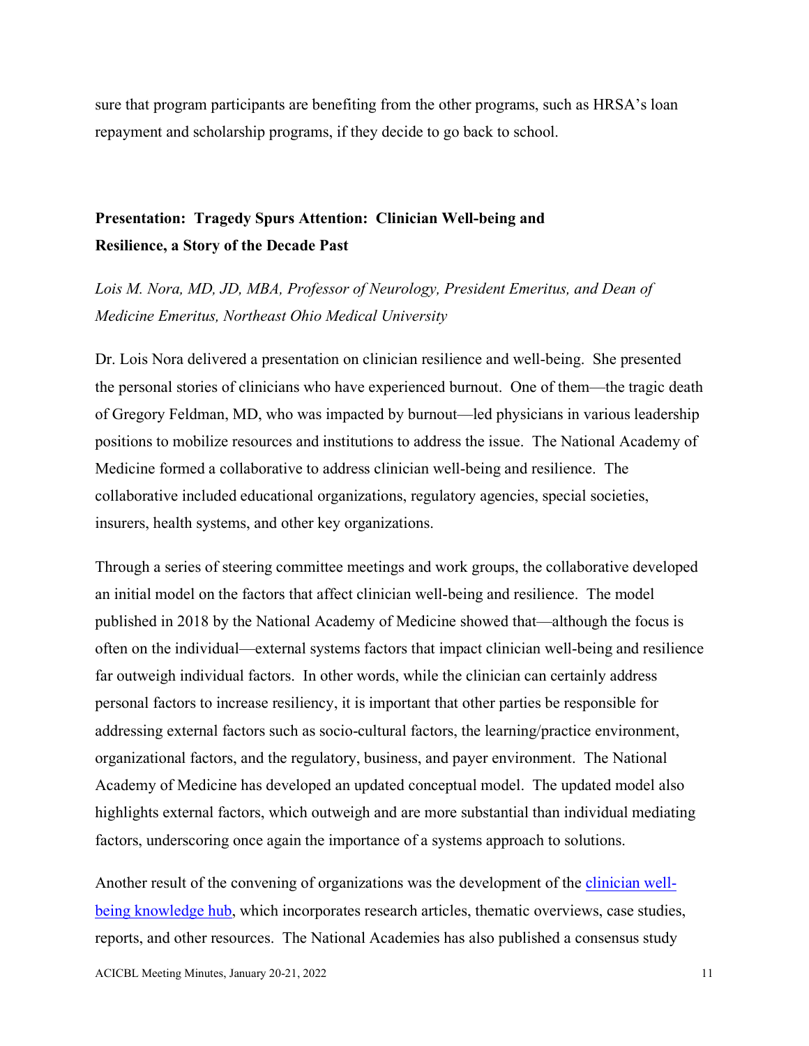sure that program participants are benefiting from the other programs, such as HRSA's loan repayment and scholarship programs, if they decide to go back to school.

### Presentation: Tragedy Spurs Attention: Clinician Well-being and Resilience, a Story of the Decade Past

*Lois M. Nora, MD, JD, MBA, Professor of Neurology, President Emeritus, and Dean of Medicine Emeritus, Northeast Ohio Medical University*

Dr. Lois Nora delivered a presentation on clinician resilience and well-being. She presented the personal stories of clinicians who have experienced burnout. One of them—the tragic death of Gregory Feldman, MD, who was impacted by burnout—led physicians in various leadership positions to mobilize resources and institutions to address the issue. The National Academy of Medicine formed a collaborative to address clinician well-being and resilience. The collaborative included educational organizations, regulatory agencies, special societies, insurers, health systems, and other key organizations.

Through a series of steering committee meetings and work groups, the collaborative developed an initial model on the factors that affect clinician well-being and resilience. The model published in 2018 by the National Academy of Medicine showed that—although the focus is often on the individual—external systems factors that impact clinician well-being and resilience far outweigh individual factors. In other words, while the clinician can certainly address personal factors to increase resiliency, it is important that other parties be responsible for addressing external factors such as socio-cultural factors, the learning/practice environment, organizational factors, and the regulatory, business, and payer environment. The National Academy of Medicine has developed an updated conceptual model. The updated model also highlights external factors, which outweigh and are more substantial than individual mediating factors, underscoring once again the importance of a systems approach to solutions.

Another result of the convening of organizations was the development of the clinician well-being knowledge hub, which incorporates research articles, thematic overviews, case studies, reports, and other resources. The National Academies has also published a consensus study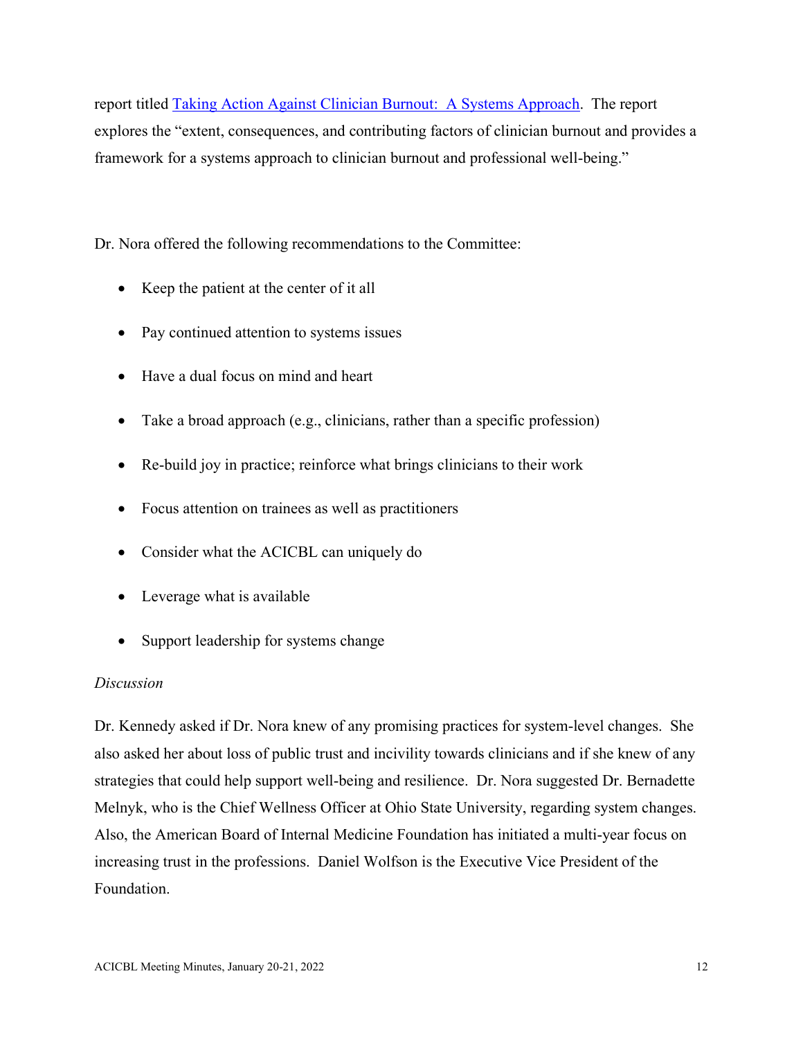report titled [Taking Action Against Clinician Burnout: A Systems Approach](). The report explores the "extent, consequences, and contributing factors of clinician burnout and provides a framework for a systems approach to clinician burnout and professional well-being."

Dr. Nora offered the following recommendations to the Committee:

- Keep the patient at the center of it all
- Pay continued attention to systems issues
- Have a dual focus on mind and heart
- Take a broad approach (e.g., clinicians, rather than a specific profession)
- Re-build joy in practice; reinforce what brings clinicians to their work
- Focus attention on trainees as well as practitioners
- Consider what the ACICBL can uniquely do
- Leverage what is available
- Support leadership for systems change

*Discussion*

Dr. Kennedy asked if Dr. Nora knew of any promising practices for system-level changes. She also asked her about loss of public trust and incivility towards clinicians and if she knew of any strategies that could help support well-being and resilience. Dr. Nora suggested Dr. Bernadette Melnyk, who is the Chief Wellness Officer at Ohio State University, regarding system changes. Also, the American Board of Internal Medicine Foundation has initiated a multi-year focus on increasing trust in the professions. Daniel Wolfson is the Executive Vice President of the Foundation.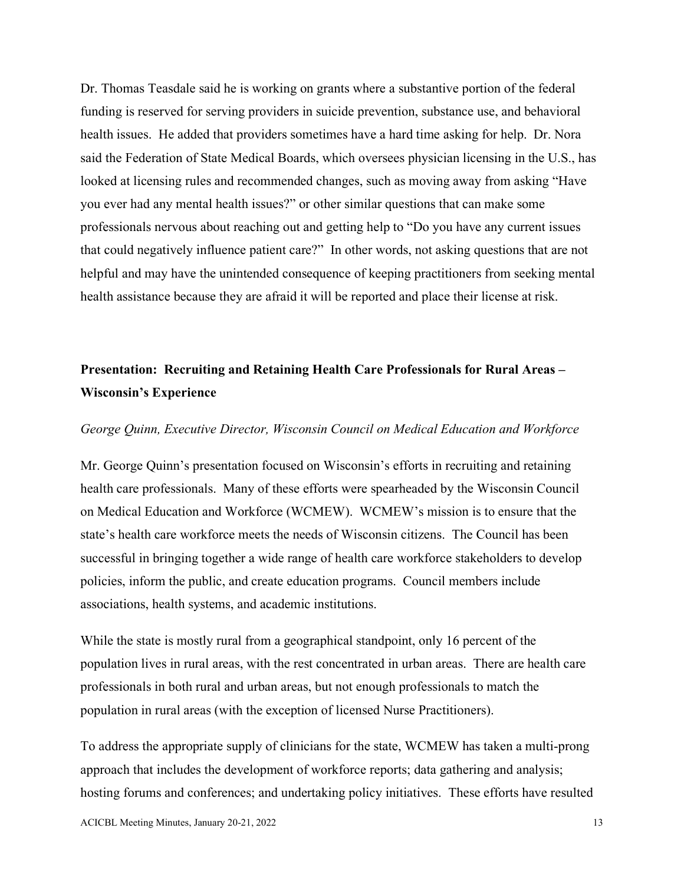Dr. Thomas Teasdale said he is working on grants where a substantive portion of the federal funding is reserved for serving providers in suicide prevention, substance use, and behavioral health issues. He added that providers sometimes have a hard time asking for help. Dr. Nora said the Federation of State Medical Boards, which oversees physician licensing in the U.S., has looked at licensing rules and recommended changes, such as moving away from asking "Have you ever had any mental health issues?" or other similar questions that can make some professionals nervous about reaching out and getting help to "Do you have any current issues that could negatively influence patient care?" In other words, not asking questions that are not helpful and may have the unintended consequence of keeping practitioners from seeking mental health assistance because they are afraid it will be reported and place their license at risk.

## Presentation: Recruiting and Retaining Health Care Professionals for Rural Areas – Wisconsin's Experience

*George Quinn, Executive Director, Wisconsin Council on Medical Education and Workforce*

Mr. George Quinn's presentation focused on Wisconsin's efforts in recruiting and retaining health care professionals. Many of these efforts were spearheaded by the Wisconsin Council on Medical Education and Workforce (WCMEW). WCMEW's mission is to ensure that the state's health care workforce meets the needs of Wisconsin citizens. The Council has been successful in bringing together a wide range of health care workforce stakeholders to develop policies, inform the public, and create education programs. Council members include associations, health systems, and academic institutions.

While the state is mostly rural from a geographical standpoint, only 16 percent of the population lives in rural areas, with the rest concentrated in urban areas. There are health care professionals in both rural and urban areas, but not enough professionals to match the population in rural areas (with the exception of licensed Nurse Practitioners).

To address the appropriate supply of clinicians for the state, WCMEW has taken a multi-prong approach that includes the development of workforce reports; data gathering and analysis; hosting forums and conferences; and undertaking policy initiatives. These efforts have resulted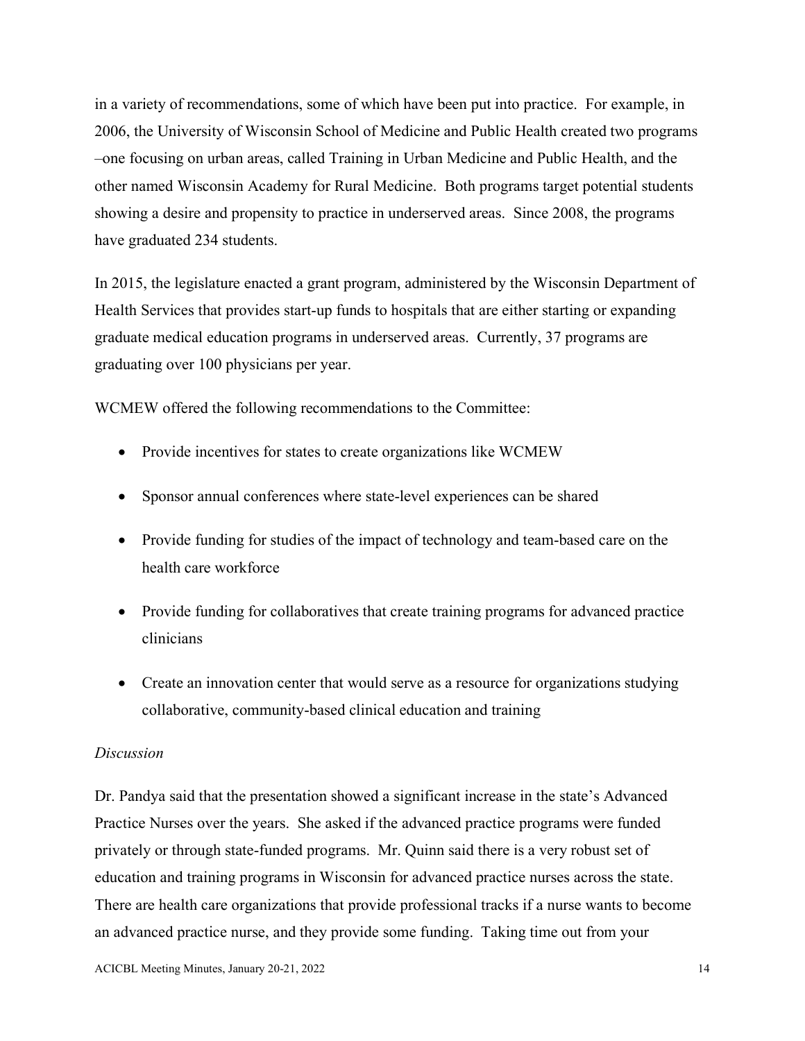in a variety of recommendations, some of which have been put into practice. For example, in 2006, the University of Wisconsin School of Medicine and Public Health created two programs –one focusing on urban areas, called Training in Urban Medicine and Public Health, and the other named Wisconsin Academy for Rural Medicine. Both programs target potential students showing a desire and propensity to practice in underserved areas. Since 2008, the programs have graduated 234 students.

In 2015, the legislature enacted a grant program, administered by the Wisconsin Department of Health Services that provides start-up funds to hospitals that are either starting or expanding graduate medical education programs in underserved areas. Currently, 37 programs are graduating over 100 physicians per year.

WCMEW offered the following recommendations to the Committee:

- Provide incentives for states to create organizations like WCMEW
- Sponsor annual conferences where state-level experiences can be shared
- Provide funding for studies of the impact of technology and team-based care on the health care workforce
- Provide funding for collaboratives that create training programs for advanced practice clinicians
- Create an innovation center that would serve as a resource for organizations studying collaborative, community-based clinical education and training

*Discussion*

Dr. Pandya said that the presentation showed a significant increase in the state's Advanced Practice Nurses over the years. She asked if the advanced practice programs were funded privately or through state-funded programs. Mr. Quinn said there is a very robust set of education and training programs in Wisconsin for advanced practice nurses across the state. There are health care organizations that provide professional tracks if a nurse wants to become an advanced practice nurse, and they provide some funding. Taking time out from your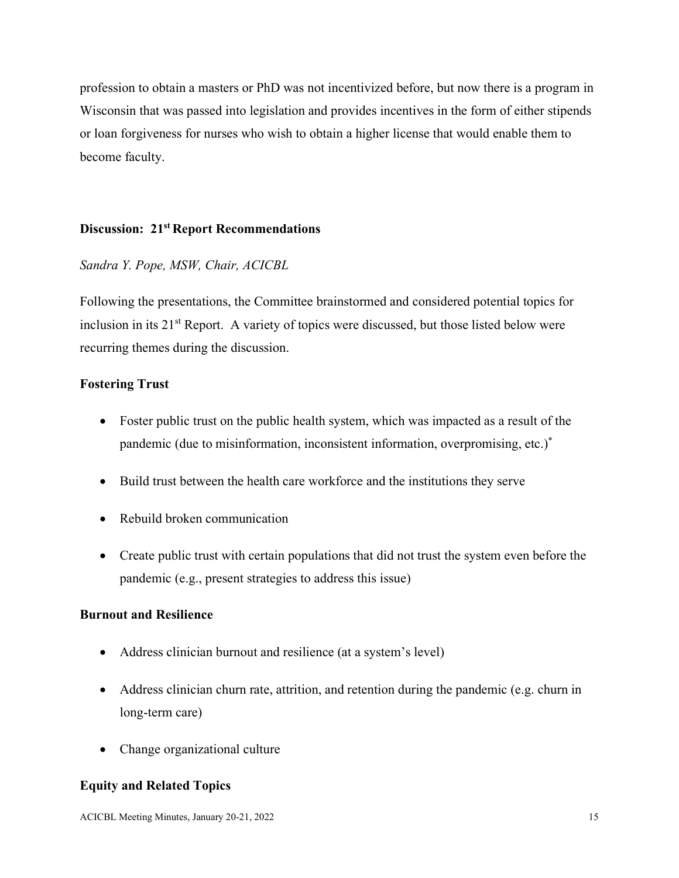profession to obtain a masters or PhD was not incentivized before, but now there is a program in Wisconsin that was passed into legislation and provides incentives in the form of either stipends or loan forgiveness for nurses who wish to obtain a higher license that would enable them to become faculty.

### Discussion: 21st Report Recommendations

*Sandra Y. Pope, MSW, Chair, ACICBL*

Following the presentations, the Committee brainstormed and considered potential topics for inclusion in its 21st Report. A variety of topics were discussed, but those listed below were recurring themes during the discussion.

#### Fostering Trust

- Foster public trust on the public health system, which was impacted as a result of the pandemic (due to misinformation, inconsistent information, overpromising, etc.)[*]
- Build trust between the health care workforce and the institutions they serve
- Rebuild broken communication
- Create public trust with certain populations that did not trust the system even before the pandemic (e.g., present strategies to address this issue)

#### Burnout and Resilience

- Address clinician burnout and resilience (at a system's level)
- Address clinician churn rate, attrition, and retention during the pandemic (e.g. churn in long-term care)
- Change organizational culture

#### Equity and Related Topics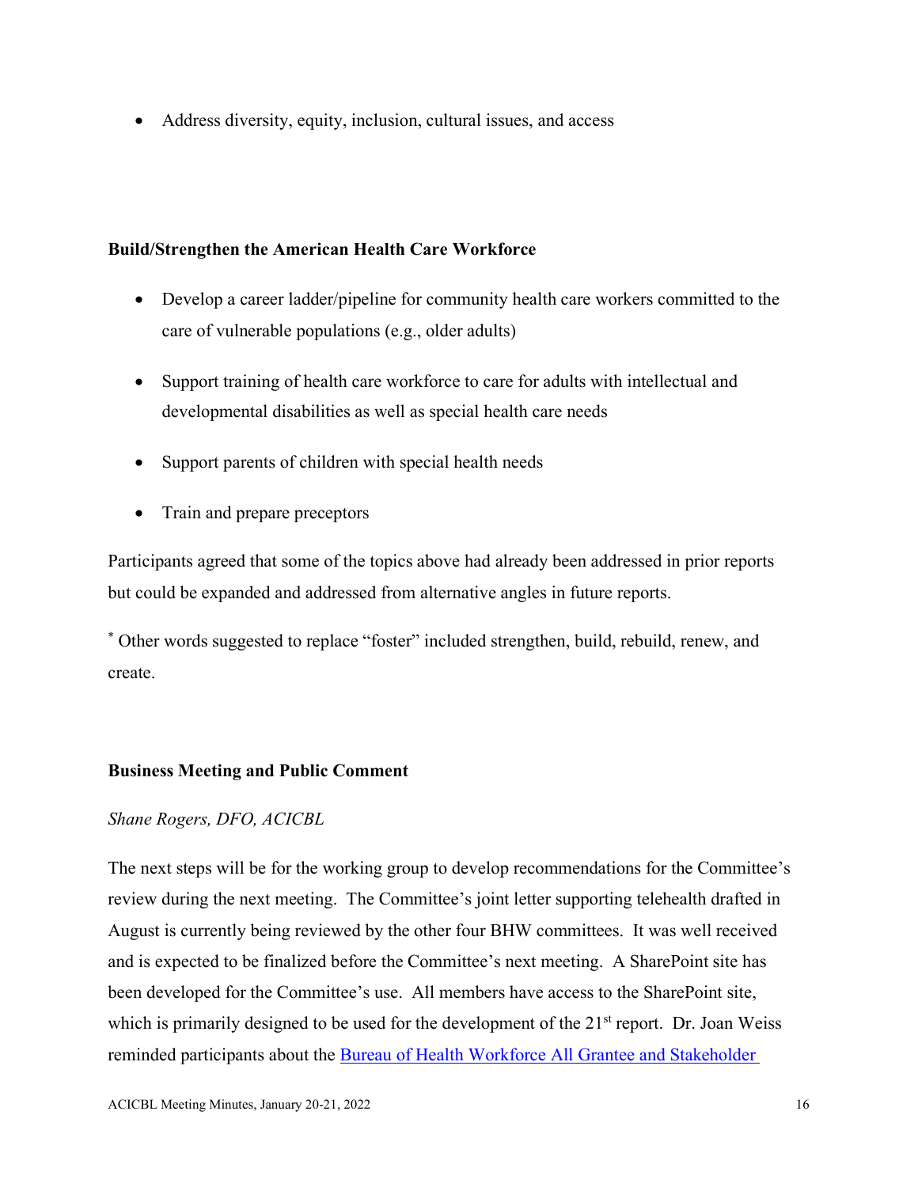- Address diversity, equity, inclusion, cultural issues, and access

**Build/Strengthen the American Health Care Workforce**

- Develop a career ladder/pipeline for community health care workers committed to the care of vulnerable populations (e.g., older adults)
- Support training of health care workforce to care for adults with intellectual and developmental disabilities as well as special health care needs
- Support parents of children with special health needs
- Train and prepare preceptors

Participants agreed that some of the topics above had already been addressed in prior reports but could be expanded and addressed from alternative angles in future reports.

[*] Other words suggested to replace "foster" included strengthen, build, rebuild, renew, and create.

**Business Meeting and Public Comment**

*Shane Rogers, DFO, ACICBL*

The next steps will be for the working group to develop recommendations for the Committee's review during the next meeting. The Committee's joint letter supporting telehealth drafted in August is currently being reviewed by the other four BHW committees. It was well received and is expected to be finalized before the Committee's next meeting. A SharePoint site has been developed for the Committee's use. All members have access to the SharePoint site, which is primarily designed to be used for the development of the 21st report. Dr. Joan Weiss reminded participants about the Bureau of Health Workforce All Grantee and Stakeholder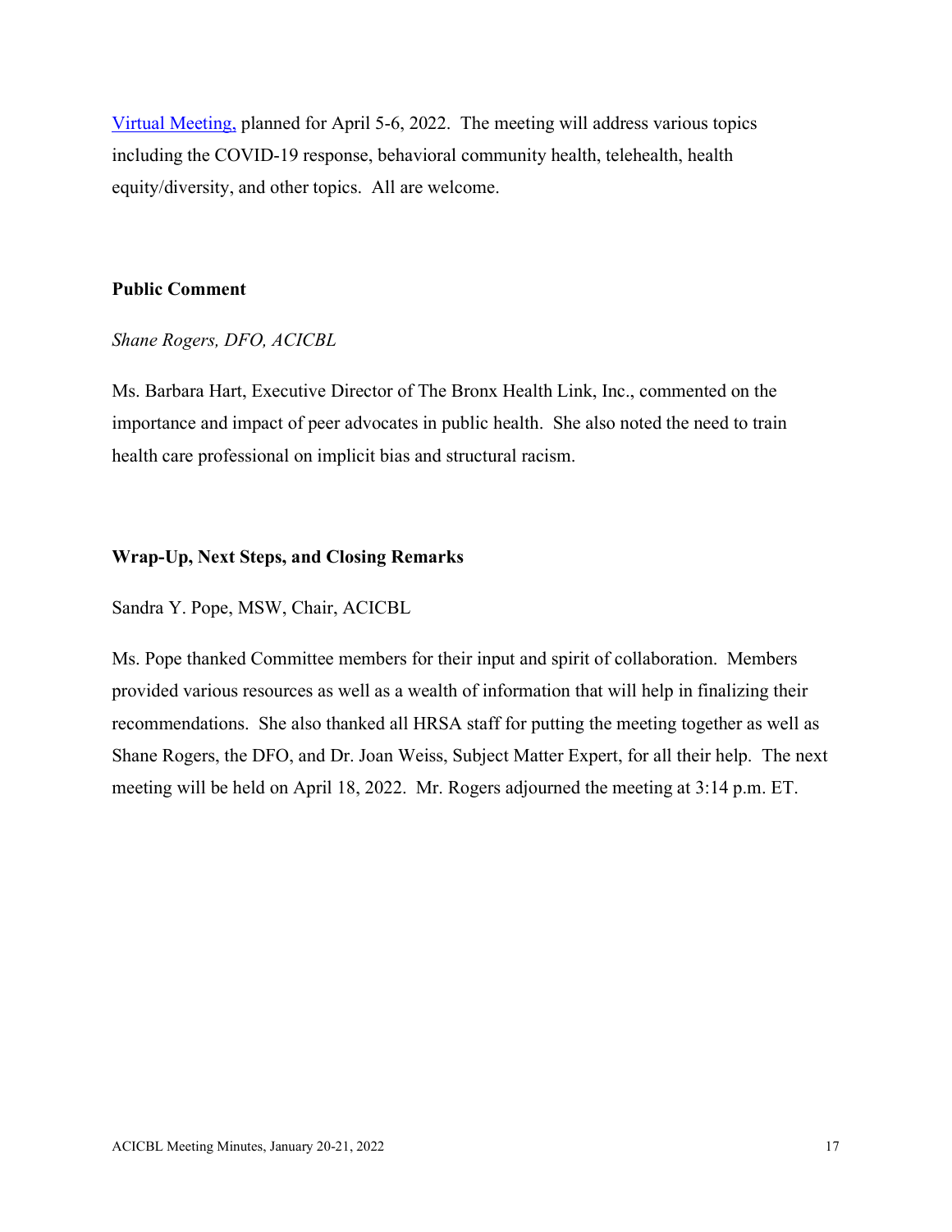[Virtual Meeting,](#) planned for April 5-6, 2022. The meeting will address various topics including the COVID-19 response, behavioral community health, telehealth, health equity/diversity, and other topics. All are welcome.

**Public Comment**

*Shane Rogers, DFO, ACICBL*

Ms. Barbara Hart, Executive Director of The Bronx Health Link, Inc., commented on the importance and impact of peer advocates in public health. She also noted the need to train health care professional on implicit bias and structural racism.

**Wrap-Up, Next Steps, and Closing Remarks**

Sandra Y. Pope, MSW, Chair, ACICBL

Ms. Pope thanked Committee members for their input and spirit of collaboration. Members provided various resources as well as a wealth of information that will help in finalizing their recommendations. She also thanked all HRSA staff for putting the meeting together as well as Shane Rogers, the DFO, and Dr. Joan Weiss, Subject Matter Expert, for all their help. The next meeting will be held on April 18, 2022. Mr. Rogers adjourned the meeting at 3:14 p.m. ET.